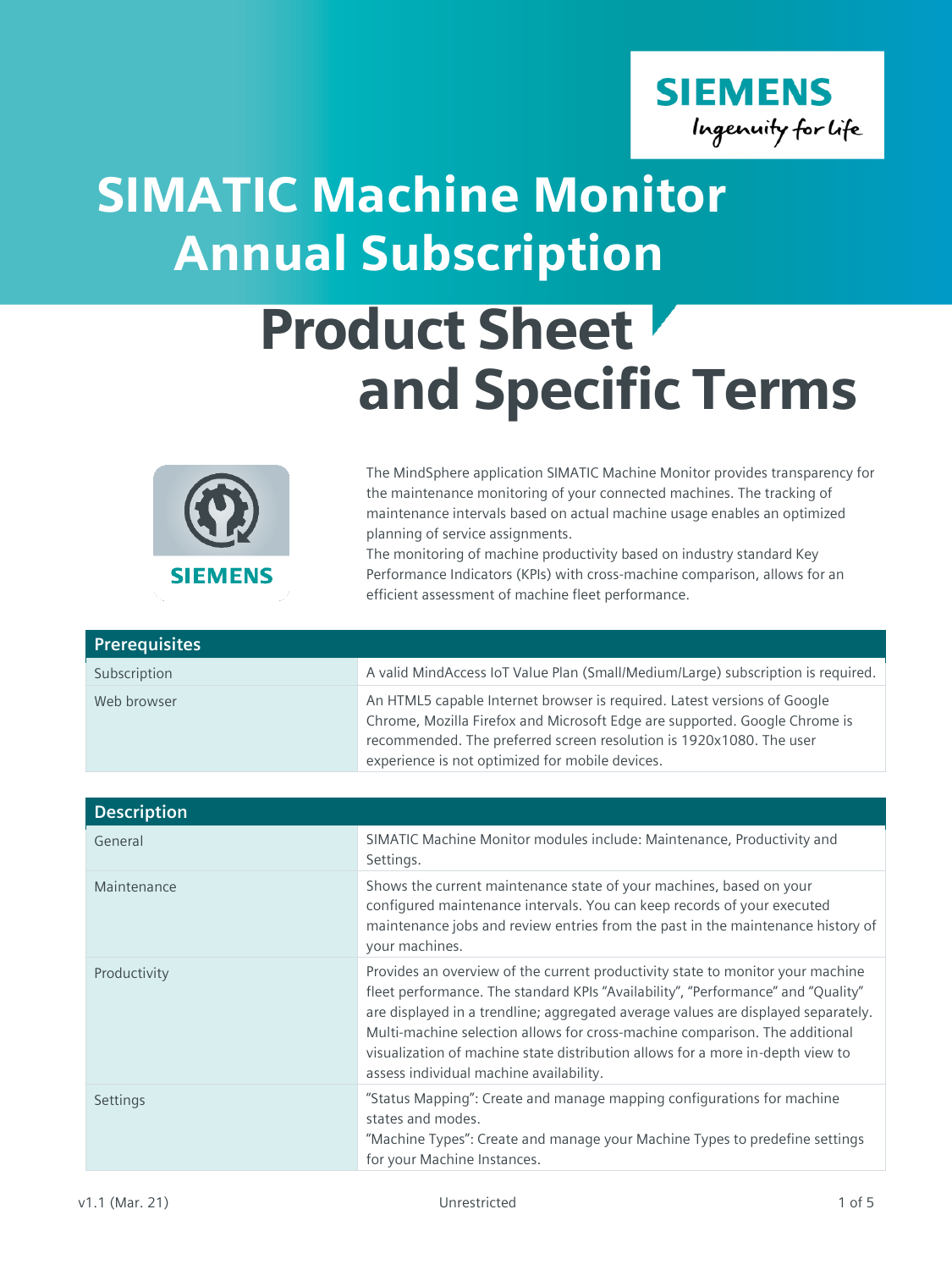# SIMATIC Machine Monitor Annual Subscription

# Product Sheet and Specific Terms

The MindSphere application SIMATIC Machine Monitor provides transparency for the maintenance monitoring of your connected machines. The tracking of maintenance intervals based on actual machine usage enables an optimized planning of service assignments.
The monitoring of machine productivity based on industry standard Key Performance Indicators (KPIs) with cross-machine comparison, allows for an efficient assessment of machine fleet performance.

| Prerequisites | |
|---|---|
| Subscription | A valid MindAccess IoT Value Plan (Small/Medium/Large) subscription is required. |
| Web browser | An HTML5 capable Internet browser is required. Latest versions of Google Chrome, Mozilla Firefox and Microsoft Edge are supported. Google Chrome is recommended. The preferred screen resolution is 1920x1080. The user experience is not optimized for mobile devices. |

| Description | |
|---|---|
| General | SIMATIC Machine Monitor modules include: Maintenance, Productivity and Settings. |
| Maintenance | Shows the current maintenance state of your machines, based on your configured maintenance intervals. You can keep records of your executed maintenance jobs and review entries from the past in the maintenance history of your machines. |
| Productivity | Provides an overview of the current productivity state to monitor your machine fleet performance. The standard KPIs "Availability", "Performance" and "Quality" are displayed in a trendline; aggregated average values are displayed separately. Multi-machine selection allows for cross-machine comparison. The additional visualization of machine state distribution allows for a more in-depth view to assess individual machine availability. |
| Settings | "Status Mapping": Create and manage mapping configurations for machine states and modes.<br>"Machine Types": Create and manage your Machine Types to predefine settings for your Machine Instances. |

v1.1 (Mar. 21) Unrestricted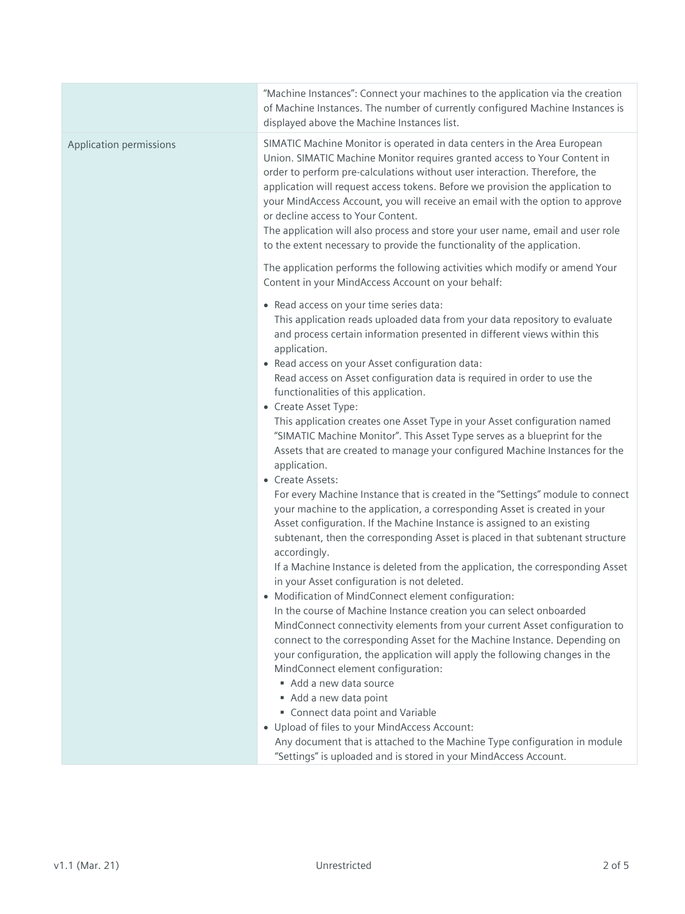| | |
|---|---|
| | "Machine Instances": Connect your machines to the application via the creation of Machine Instances. The number of currently configured Machine Instances is displayed above the Machine Instances list. |
| Application permissions | SIMATIC Machine Monitor is operated in data centers in the Area European Union. SIMATIC Machine Monitor requires granted access to Your Content in order to perform pre-calculations without user interaction. Therefore, the application will request access tokens. Before we provision the application to your MindAccess Account, you will receive an email with the option to approve or decline access to Your Content.<br>The application will also process and store your user name, email and user role to the extent necessary to provide the functionality of the application.<br><br>The application performs the following activities which modify or amend Your Content in your MindAccess Account on your behalf:<br><br>• Read access on your time series data:<br>This application reads uploaded data from your data repository to evaluate and process certain information presented in different views within this application.<br>• Read access on your Asset configuration data:<br>Read access on Asset configuration data is required in order to use the functionalities of this application.<br>• Create Asset Type:<br>This application creates one Asset Type in your Asset configuration named "SIMATIC Machine Monitor". This Asset Type serves as a blueprint for the Assets that are created to manage your configured Machine Instances for the application.<br>• Create Assets:<br>For every Machine Instance that is created in the "Settings" module to connect your machine to the application, a corresponding Asset is created in your Asset configuration. If the Machine Instance is assigned to an existing subtenant, then the corresponding Asset is placed in that subtenant structure accordingly.<br>If a Machine Instance is deleted from the application, the corresponding Asset in your Asset configuration is not deleted.<br>• Modification of MindConnect element configuration:<br>In the course of Machine Instance creation you can select onboarded MindConnect connectivity elements from your current Asset configuration to connect to the corresponding Asset for the Machine Instance. Depending on your configuration, the application will apply the following changes in the MindConnect element configuration:<br>&nbsp;&nbsp;▪ Add a new data source<br>&nbsp;&nbsp;▪ Add a new data point<br>&nbsp;&nbsp;▪ Connect data point and Variable<br>• Upload of files to your MindAccess Account:<br>Any document that is attached to the Machine Type configuration in module "Settings" is uploaded and is stored in your MindAccess Account. |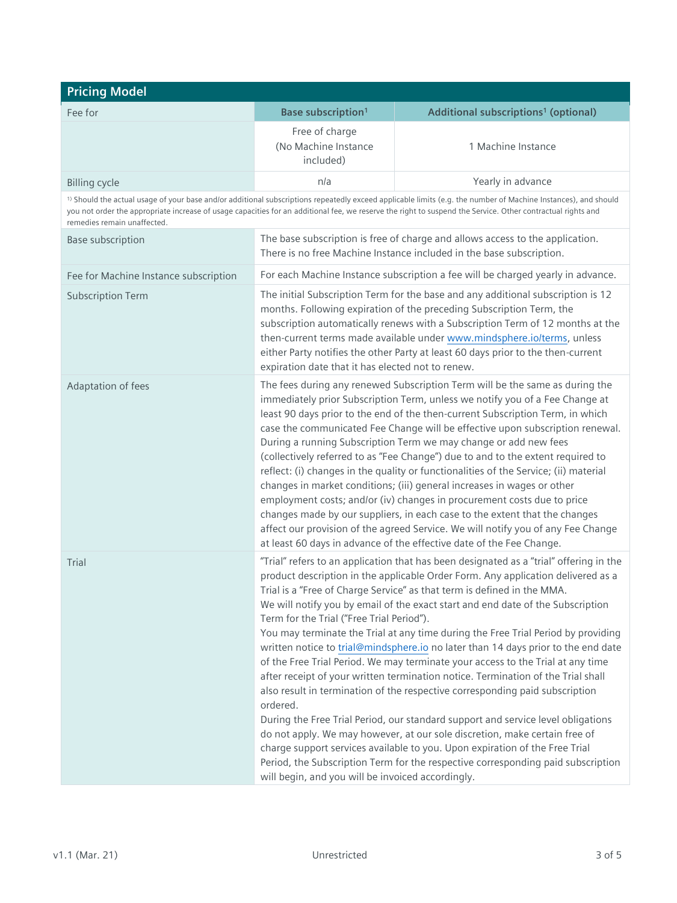## Pricing Model

| Fee for | Base subscription[1] | Additional subscriptions[1] (optional) |
|---|---|---|
| | Free of charge (No Machine Instance included) | 1 Machine Instance |
| Billing cycle | n/a | Yearly in advance |

[1] Should the actual usage of your base and/or additional subscriptions repeatedly exceed applicable limits (e.g. the number of Machine Instances), and should you not order the appropriate increase of usage capacities for an additional fee, we reserve the right to suspend the Service. Other contractual rights and remedies remain unaffected.

| | |
|---|---|
| Base subscription | The base subscription is free of charge and allows access to the application. There is no free Machine Instance included in the base subscription. |
| Fee for Machine Instance subscription | For each Machine Instance subscription a fee will be charged yearly in advance. |
| Subscription Term | The initial Subscription Term for the base and any additional subscription is 12 months. Following expiration of the preceding Subscription Term, the subscription automatically renews with a Subscription Term of 12 months at the then-current terms made available under www.mindsphere.io/terms, unless either Party notifies the other Party at least 60 days prior to the then-current expiration date that it has elected not to renew. |
| Adaptation of fees | The fees during any renewed Subscription Term will be the same as during the immediately prior Subscription Term, unless we notify you of a Fee Change at least 90 days prior to the end of the then-current Subscription Term, in which case the communicated Fee Change will be effective upon subscription renewal. During a running Subscription Term we may change or add new fees (collectively referred to as "Fee Change") due to and to the extent required to reflect: (i) changes in the quality or functionalities of the Service; (ii) material changes in market conditions; (iii) general increases in wages or other employment costs; and/or (iv) changes in procurement costs due to price changes made by our suppliers, in each case to the extent that the changes affect our provision of the agreed Service. We will notify you of any Fee Change at least 60 days in advance of the effective date of the Fee Change. |
| Trial | "Trial" refers to an application that has been designated as a "trial" offering in the product description in the applicable Order Form. Any application delivered as a Trial is a "Free of Charge Service" as that term is defined in the MMA.<br>We will notify you by email of the exact start and end date of the Subscription Term for the Trial ("Free Trial Period").<br>You may terminate the Trial at any time during the Free Trial Period by providing written notice to trial@mindsphere.io no later than 14 days prior to the end date of the Free Trial Period. We may terminate your access to the Trial at any time after receipt of your written termination notice. Termination of the Trial shall also result in termination of the respective corresponding paid subscription ordered.<br>During the Free Trial Period, our standard support and service level obligations do not apply. We may however, at our sole discretion, make certain free of charge support services available to you. Upon expiration of the Free Trial Period, the Subscription Term for the respective corresponding paid subscription will begin, and you will be invoiced accordingly. |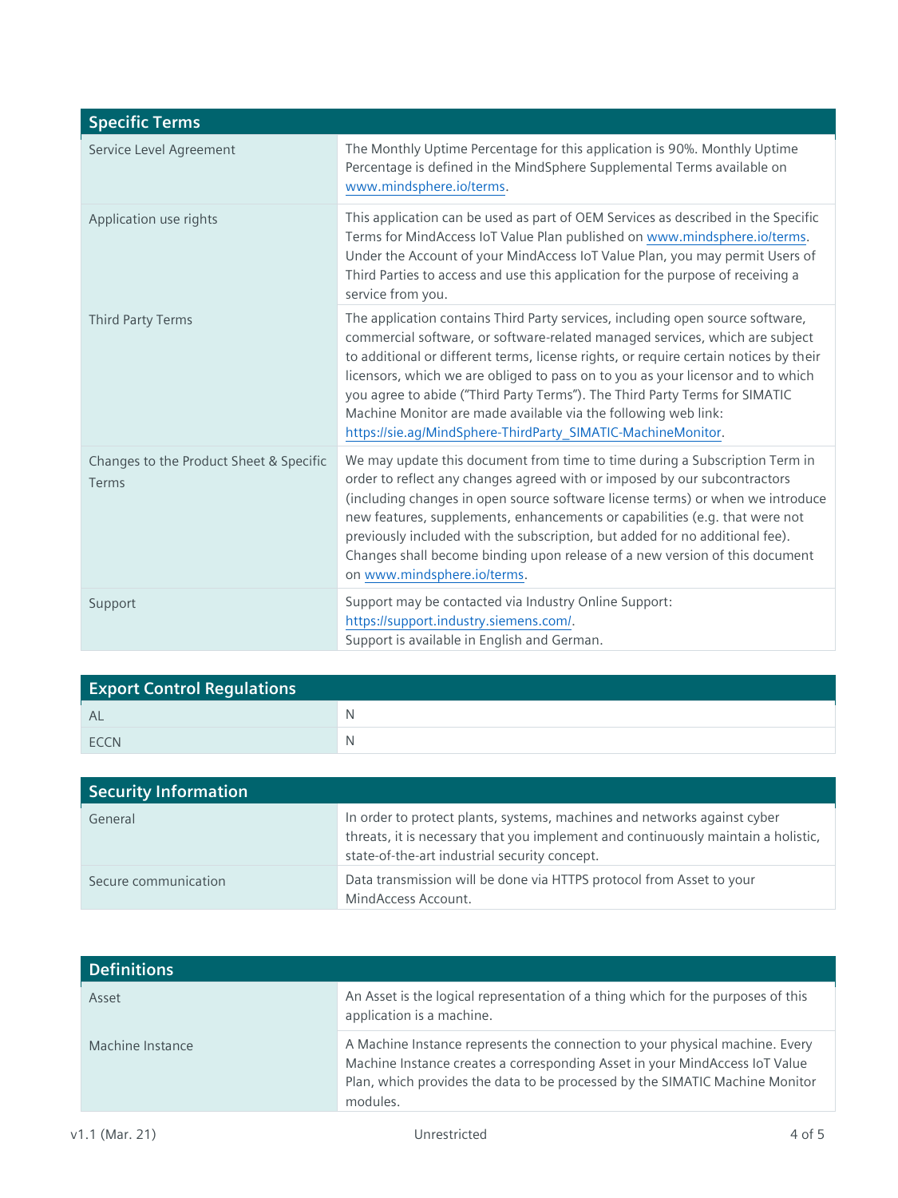| Specific Terms | |
|---|---|
| Service Level Agreement | The Monthly Uptime Percentage for this application is 90%. Monthly Uptime Percentage is defined in the MindSphere Supplemental Terms available on www.mindsphere.io/terms. |
| Application use rights | This application can be used as part of OEM Services as described in the Specific Terms for MindAccess IoT Value Plan published on www.mindsphere.io/terms. Under the Account of your MindAccess IoT Value Plan, you may permit Users of Third Parties to access and use this application for the purpose of receiving a service from you. |
| Third Party Terms | The application contains Third Party services, including open source software, commercial software, or software-related managed services, which are subject to additional or different terms, license rights, or require certain notices by their licensors, which we are obliged to pass on to you as your licensor and to which you agree to abide ("Third Party Terms"). The Third Party Terms for SIMATIC Machine Monitor are made available via the following web link: https://sie.ag/MindSphere-ThirdParty_SIMATIC-MachineMonitor. |
| Changes to the Product Sheet & Specific Terms | We may update this document from time to time during a Subscription Term in order to reflect any changes agreed with or imposed by our subcontractors (including changes in open source software license terms) or when we introduce new features, supplements, enhancements or capabilities (e.g. that were not previously included with the subscription, but added for no additional fee). Changes shall become binding upon release of a new version of this document on www.mindsphere.io/terms. |
| Support | Support may be contacted via Industry Online Support: https://support.industry.siemens.com/. Support is available in English and German. |

| Export Control Regulations | |
|---|---|
| AL | N |
| ECCN | N |

| Security Information | |
|---|---|
| General | In order to protect plants, systems, machines and networks against cyber threats, it is necessary that you implement and continuously maintain a holistic, state-of-the-art industrial security concept. |
| Secure communication | Data transmission will be done via HTTPS protocol from Asset to your MindAccess Account. |

| Definitions | |
|---|---|
| Asset | An Asset is the logical representation of a thing which for the purposes of this application is a machine. |
| Machine Instance | A Machine Instance represents the connection to your physical machine. Every Machine Instance creates a corresponding Asset in your MindAccess IoT Value Plan, which provides the data to be processed by the SIMATIC Machine Monitor modules. |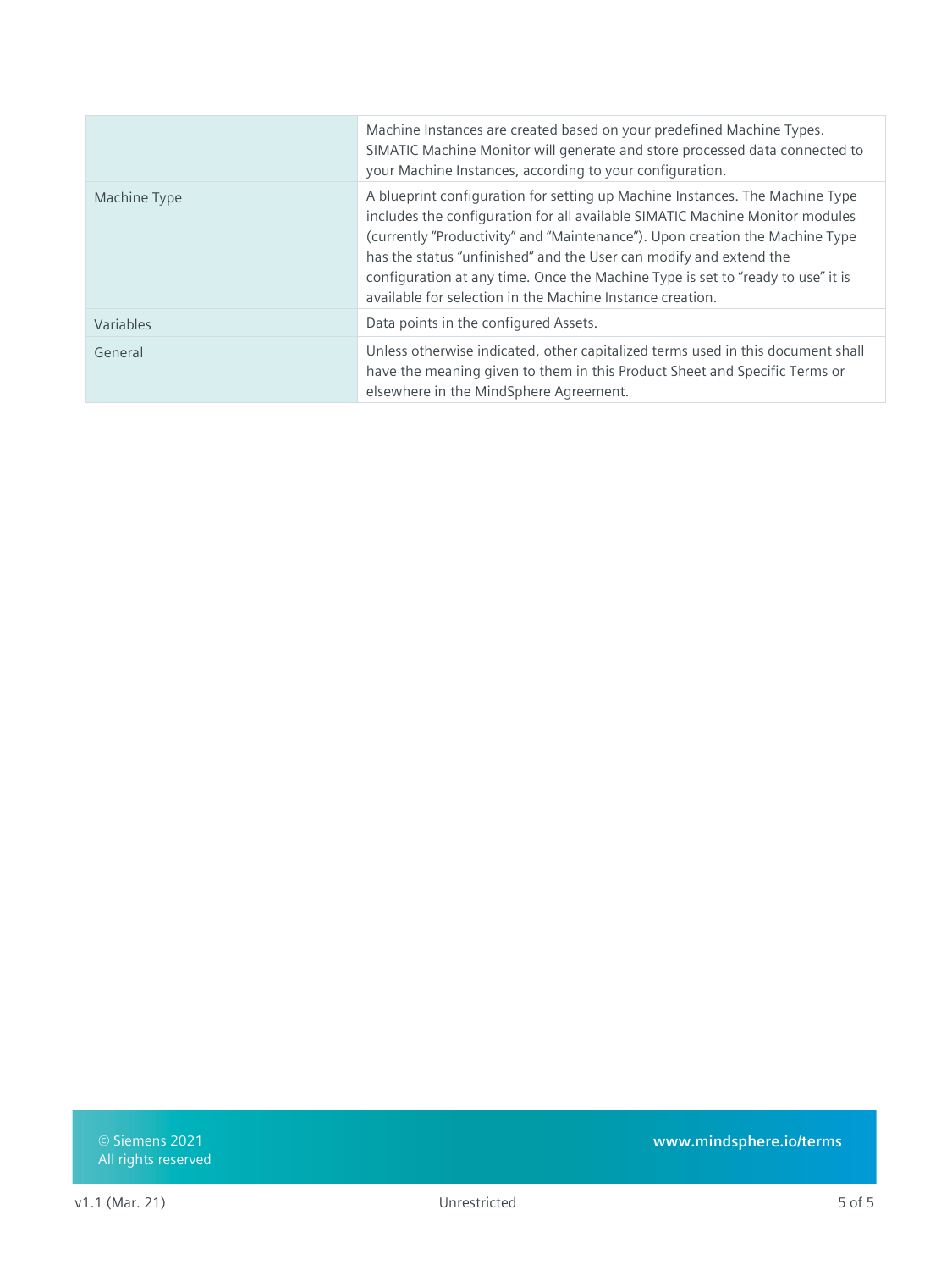| | |
|---|---|
| | Machine Instances are created based on your predefined Machine Types. SIMATIC Machine Monitor will generate and store processed data connected to your Machine Instances, according to your configuration. |
| Machine Type | A blueprint configuration for setting up Machine Instances. The Machine Type includes the configuration for all available SIMATIC Machine Monitor modules (currently "Productivity" and "Maintenance"). Upon creation the Machine Type has the status "unfinished" and the User can modify and extend the configuration at any time. Once the Machine Type is set to "ready to use" it is available for selection in the Machine Instance creation. |
| Variables | Data points in the configured Assets. |
| General | Unless otherwise indicated, other capitalized terms used in this document shall have the meaning given to them in this Product Sheet and Specific Terms or elsewhere in the MindSphere Agreement. |

© Siemens 2021
All rights reserved

www.mindsphere.io/terms

v1.1 (Mar. 21)

Unrestricted